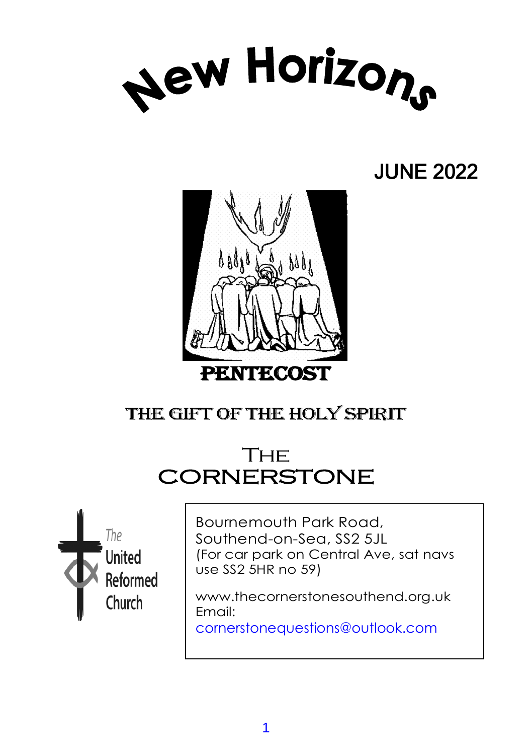# New Horizons

## JUNE 2022

**PENTECOST**

**THE GIFT OF THE HOLY SPIRIT**

## The CORNERSTONE

The United Reformed Church

Bournemouth Park Road,
Southend-on-Sea, SS2 5JL
(For car park on Central Ave, sat navs use SS2 5HR no 59)

www.thecornerstonesouthend.org.uk
Email:
cornerstonequestions@outlook.com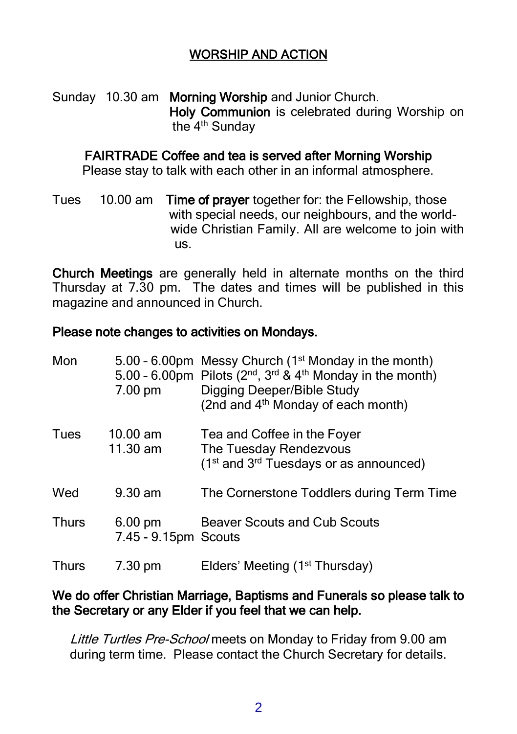## WORSHIP AND ACTION

Sunday 10.30 am **Morning Worship** and Junior Church.
**Holy Communion** is celebrated during Worship on the 4th Sunday

**FAIRTRADE Coffee and tea is served after Morning Worship**
Please stay to talk with each other in an informal atmosphere.

Tues 10.00 am **Time of prayer** together for: the Fellowship, those with special needs, our neighbours, and the world-wide Christian Family. All are welcome to join with us.

**Church Meetings** are generally held in alternate months on the third Thursday at 7.30 pm. The dates and times will be published in this magazine and announced in Church.

**Please note changes to activities on Mondays.**

| | | |
|---|---|---|
| Mon | 5.00 – 6.00pm | Messy Church (1st Monday in the month) |
| | 5.00 – 6.00pm | Pilots (2nd, 3rd & 4th Monday in the month) |
| | 7.00 pm | Digging Deeper/Bible Study (2nd and 4th Monday of each month) |
| Tues | 10.00 am | Tea and Coffee in the Foyer |
| | 11.30 am | The Tuesday Rendezvous (1st and 3rd Tuesdays or as announced) |
| Wed | 9.30 am | The Cornerstone Toddlers during Term Time |
| Thurs | 6.00 pm | Beaver Scouts and Cub Scouts |
| | 7.45 - 9.15pm | Scouts |
| Thurs | 7.30 pm | Elders' Meeting (1st Thursday) |

**We do offer Christian Marriage, Baptisms and Funerals so please talk to the Secretary or any Elder if you feel that we can help.**

*Little Turtles Pre-School* meets on Monday to Friday from 9.00 am during term time. Please contact the Church Secretary for details.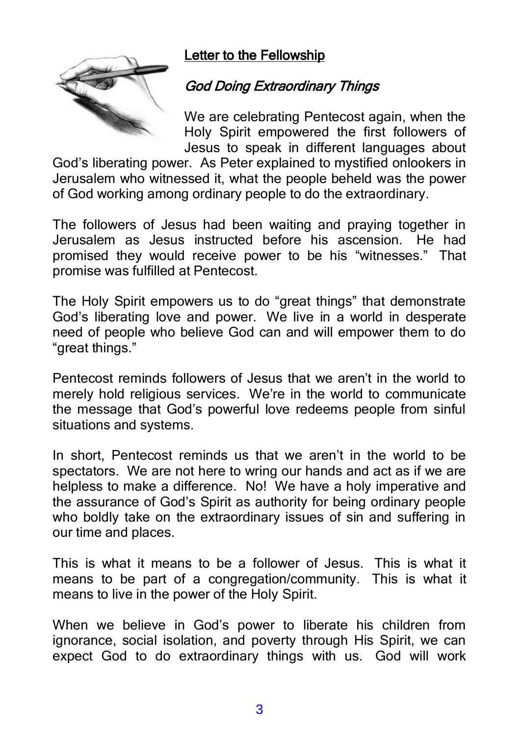## Letter to the Fellowship

### *God Doing Extraordinary Things*

We are celebrating Pentecost again, when the Holy Spirit empowered the first followers of Jesus to speak in different languages about God's liberating power. As Peter explained to mystified onlookers in Jerusalem who witnessed it, what the people beheld was the power of God working among ordinary people to do the extraordinary.

The followers of Jesus had been waiting and praying together in Jerusalem as Jesus instructed before his ascension. He had promised they would receive power to be his "witnesses." That promise was fulfilled at Pentecost.

The Holy Spirit empowers us to do "great things" that demonstrate God's liberating love and power. We live in a world in desperate need of people who believe God can and will empower them to do "great things."

Pentecost reminds followers of Jesus that we aren't in the world to merely hold religious services. We're in the world to communicate the message that God's powerful love redeems people from sinful situations and systems.

In short, Pentecost reminds us that we aren't in the world to be spectators. We are not here to wring our hands and act as if we are helpless to make a difference. No! We have a holy imperative and the assurance of God's Spirit as authority for being ordinary people who boldly take on the extraordinary issues of sin and suffering in our time and places.

This is what it means to be a follower of Jesus. This is what it means to be part of a congregation/community. This is what it means to live in the power of the Holy Spirit.

When we believe in God's power to liberate his children from ignorance, social isolation, and poverty through His Spirit, we can expect God to do extraordinary things with us. God will work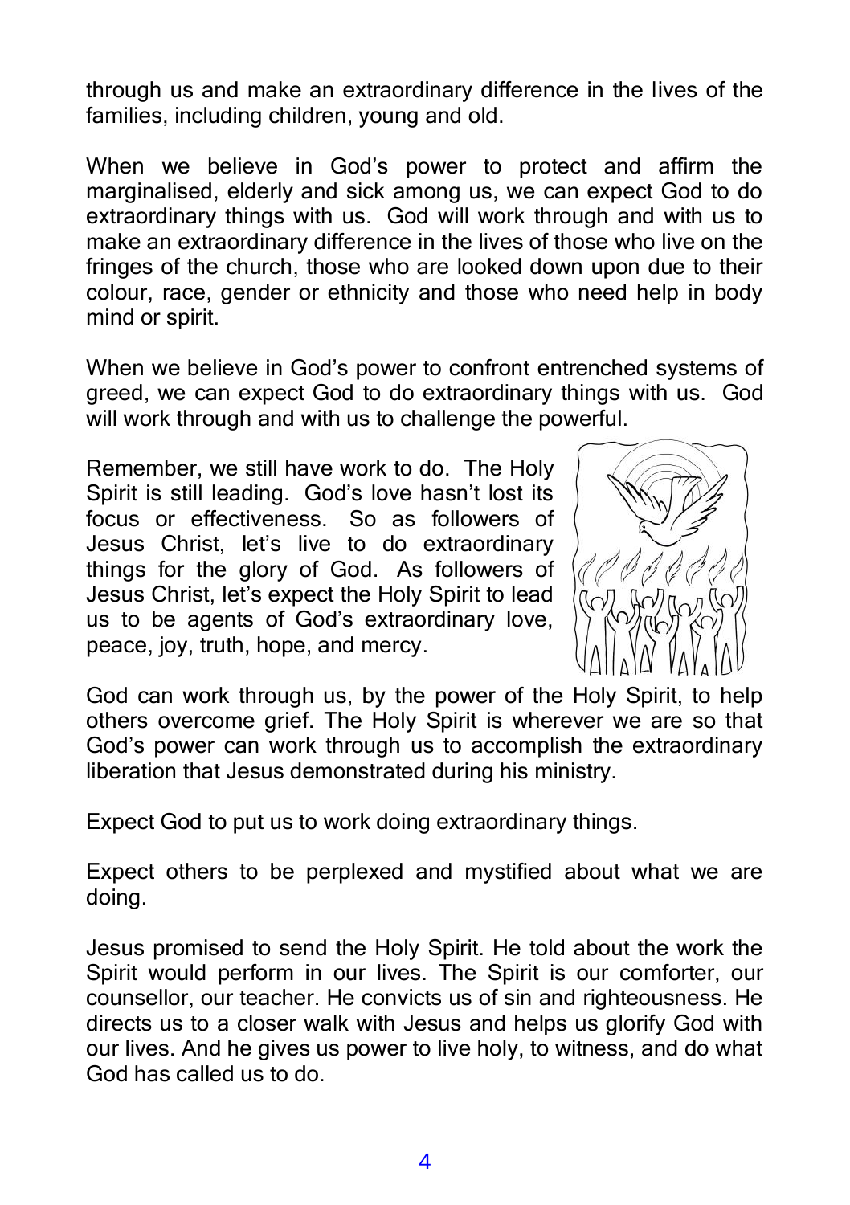through us and make an extraordinary difference in the lives of the families, including children, young and old.

When we believe in God's power to protect and affirm the marginalised, elderly and sick among us, we can expect God to do extraordinary things with us. God will work through and with us to make an extraordinary difference in the lives of those who live on the fringes of the church, those who are looked down upon due to their colour, race, gender or ethnicity and those who need help in body mind or spirit.

When we believe in God's power to confront entrenched systems of greed, we can expect God to do extraordinary things with us. God will work through and with us to challenge the powerful.

Remember, we still have work to do. The Holy Spirit is still leading. God's love hasn't lost its focus or effectiveness. So as followers of Jesus Christ, let's live to do extraordinary things for the glory of God. As followers of Jesus Christ, let's expect the Holy Spirit to lead us to be agents of God's extraordinary love, peace, joy, truth, hope, and mercy.

God can work through us, by the power of the Holy Spirit, to help others overcome grief. The Holy Spirit is wherever we are so that God's power can work through us to accomplish the extraordinary liberation that Jesus demonstrated during his ministry.

Expect God to put us to work doing extraordinary things.

Expect others to be perplexed and mystified about what we are doing.

Jesus promised to send the Holy Spirit. He told about the work the Spirit would perform in our lives. The Spirit is our comforter, our counsellor, our teacher. He convicts us of sin and righteousness. He directs us to a closer walk with Jesus and helps us glorify God with our lives. And he gives us power to live holy, to witness, and do what God has called us to do.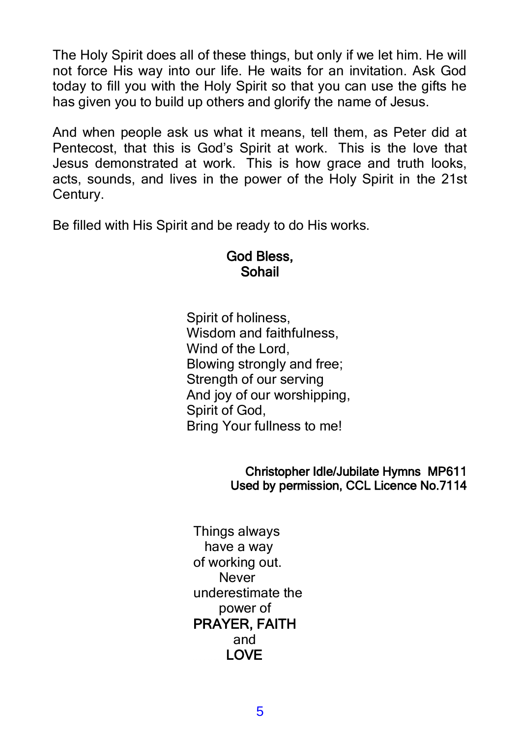The Holy Spirit does all of these things, but only if we let him. He will not force His way into our life. He waits for an invitation. Ask God today to fill you with the Holy Spirit so that you can use the gifts he has given you to build up others and glorify the name of Jesus.

And when people ask us what it means, tell them, as Peter did at Pentecost, that this is God's Spirit at work. This is the love that Jesus demonstrated at work. This is how grace and truth looks, acts, sounds, and lives in the power of the Holy Spirit in the 21st Century.

Be filled with His Spirit and be ready to do His works.

**God Bless,**
**Sohail**

Spirit of holiness,
Wisdom and faithfulness,
Wind of the Lord,
Blowing strongly and free;
Strength of our serving
And joy of our worshipping,
Spirit of God,
Bring Your fullness to me!

**Christopher Idle/Jubilate Hymns MP611**
**Used by permission, CCL Licence No.7114**

Things always
have a way
of working out.
Never
underestimate the
power of
**PRAYER, FAITH**
and
**LOVE**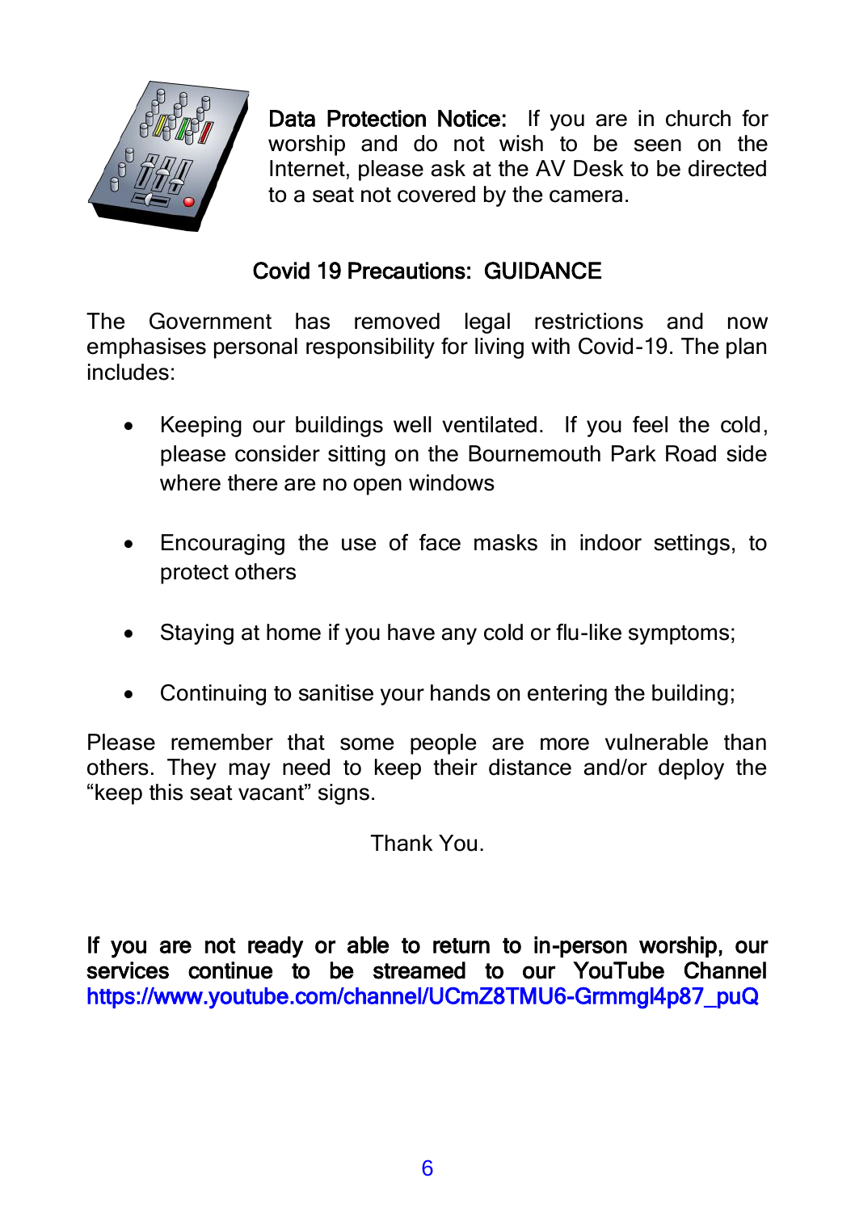**Data Protection Notice:** If you are in church for worship and do not wish to be seen on the Internet, please ask at the AV Desk to be directed to a seat not covered by the camera.

## Covid 19 Precautions: GUIDANCE

The Government has removed legal restrictions and now emphasises personal responsibility for living with Covid-19. The plan includes:

- Keeping our buildings well ventilated. If you feel the cold, please consider sitting on the Bournemouth Park Road side where there are no open windows
- Encouraging the use of face masks in indoor settings, to protect others
- Staying at home if you have any cold or flu-like symptoms;
- Continuing to sanitise your hands on entering the building;

Please remember that some people are more vulnerable than others. They may need to keep their distance and/or deploy the "keep this seat vacant" signs.

Thank You.

**If you are not ready or able to return to in-person worship, our services continue to be streamed to our YouTube Channel https://www.youtube.com/channel/UCmZ8TMU6-Grmmgl4p87_puQ**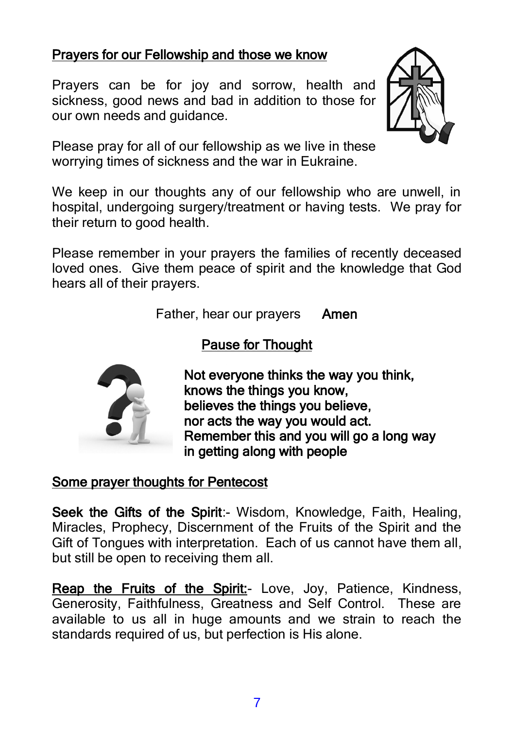## Prayers for our Fellowship and those we know

Prayers can be for joy and sorrow, health and sickness, good news and bad in addition to those for our own needs and guidance.

Please pray for all of our fellowship as we live in these worrying times of sickness and the war in Eukraine.

We keep in our thoughts any of our fellowship who are unwell, in hospital, undergoing surgery/treatment or having tests. We pray for their return to good health.

Please remember in your prayers the families of recently deceased loved ones. Give them peace of spirit and the knowledge that God hears all of their prayers.

Father, hear our prayers **Amen**

## Pause for Thought

**Not everyone thinks the way you think,**
**knows the things you know,**
**believes the things you believe,**
**nor acts the way you would act.**
**Remember this and you will go a long way in getting along with people**

## Some prayer thoughts for Pentecost

**Seek the Gifts of the Spirit**:- Wisdom, Knowledge, Faith, Healing, Miracles, Prophecy, Discernment of the Fruits of the Spirit and the Gift of Tongues with interpretation. Each of us cannot have them all, but still be open to receiving them all.

**Reap the Fruits of the Spirit:**- Love, Joy, Patience, Kindness, Generosity, Faithfulness, Greatness and Self Control. These are available to us all in huge amounts and we strain to reach the standards required of us, but perfection is His alone.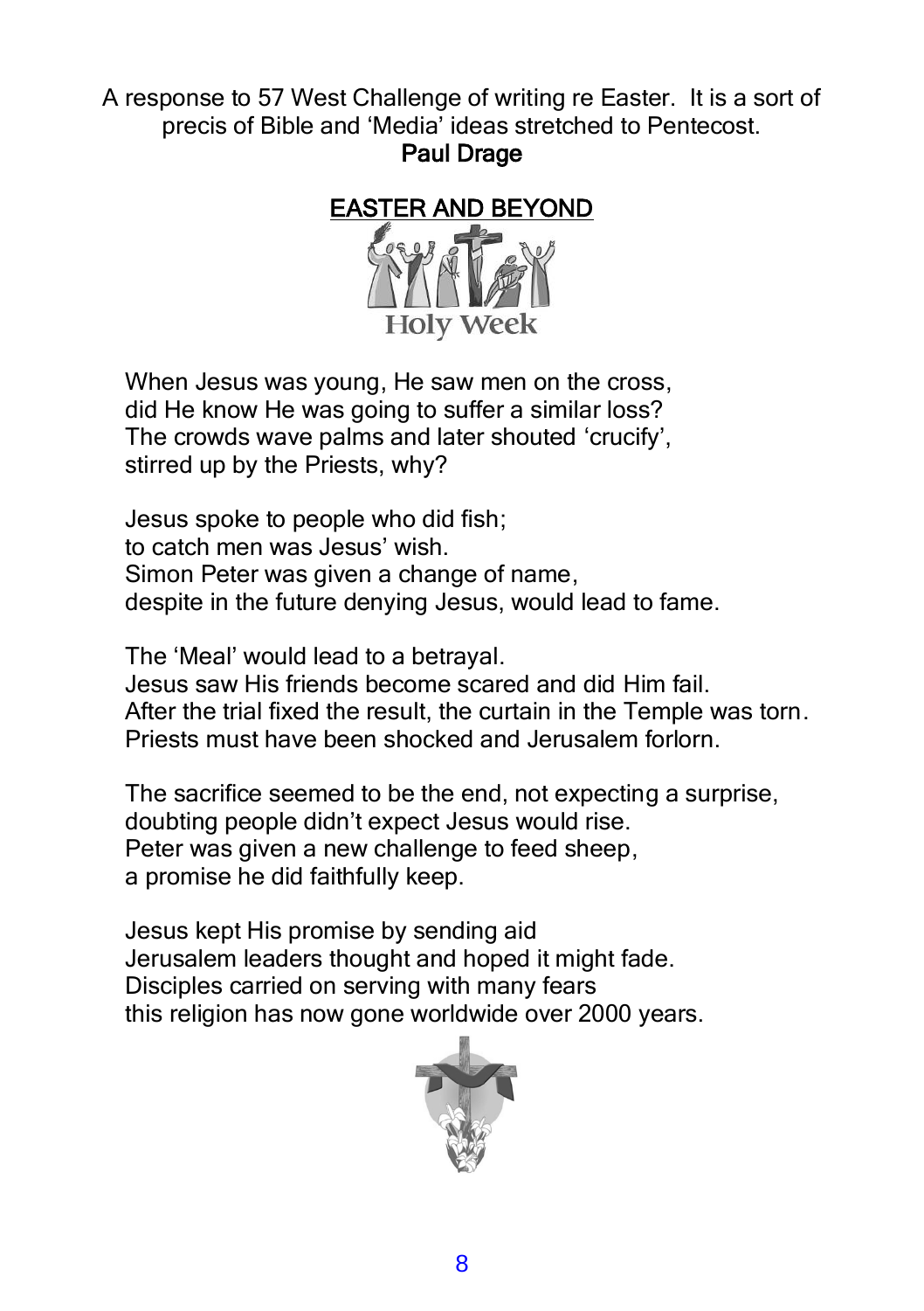A response to 57 West Challenge of writing re Easter. It is a sort of precis of Bible and 'Media' ideas stretched to Pentecost.

**Paul Drage**

# EASTER AND BEYOND

Holy Week

When Jesus was young, He saw men on the cross,  
did He know He was going to suffer a similar loss?  
The crowds wave palms and later shouted 'crucify',  
stirred up by the Priests, why?

Jesus spoke to people who did fish;  
to catch men was Jesus' wish.  
Simon Peter was given a change of name,  
despite in the future denying Jesus, would lead to fame.

The 'Meal' would lead to a betrayal.  
Jesus saw His friends become scared and did Him fail.  
After the trial fixed the result, the curtain in the Temple was torn.  
Priests must have been shocked and Jerusalem forlorn.

The sacrifice seemed to be the end, not expecting a surprise,  
doubting people didn't expect Jesus would rise.  
Peter was given a new challenge to feed sheep,  
a promise he did faithfully keep.

Jesus kept His promise by sending aid  
Jerusalem leaders thought and hoped it might fade.  
Disciples carried on serving with many fears  
this religion has now gone worldwide over 2000 years.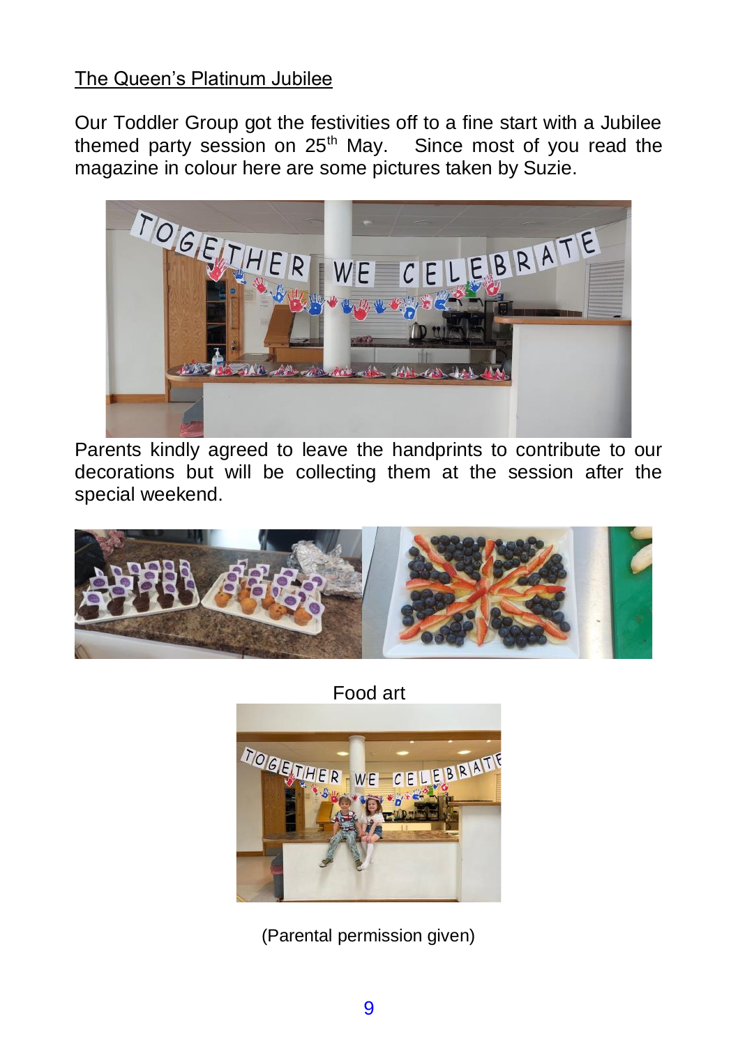## The Queen's Platinum Jubilee

Our Toddler Group got the festivities off to a fine start with a Jubilee themed party session on 25th May. Since most of you read the magazine in colour here are some pictures taken by Suzie.

Parents kindly agreed to leave the handprints to contribute to our decorations but will be collecting them at the session after the special weekend.

Food art

(Parental permission given)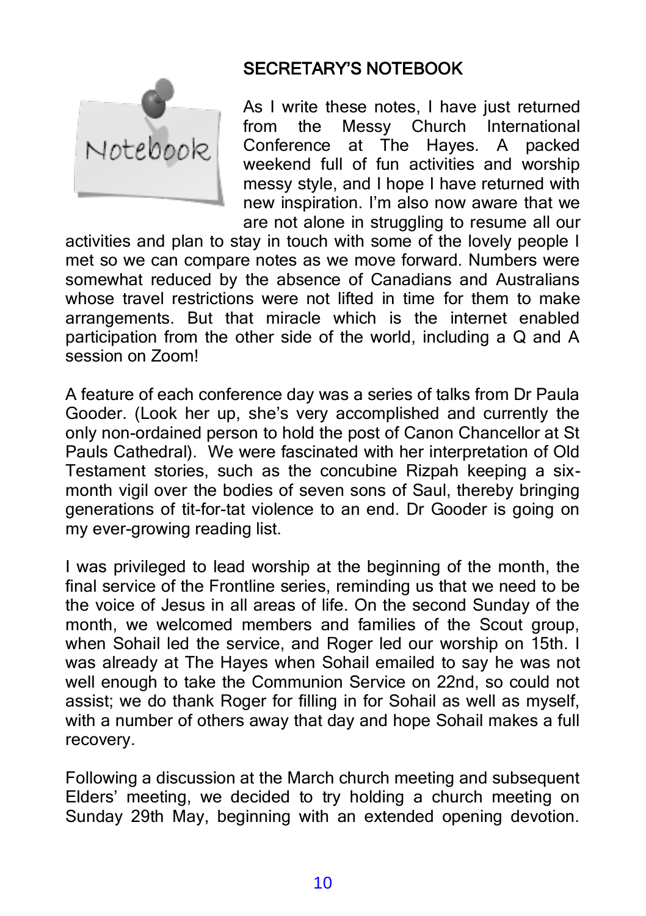## SECRETARY'S NOTEBOOK

As I write these notes, I have just returned from the Messy Church International Conference at The Hayes. A packed weekend full of fun activities and worship messy style, and I hope I have returned with new inspiration. I'm also now aware that we are not alone in struggling to resume all our activities and plan to stay in touch with some of the lovely people I met so we can compare notes as we move forward. Numbers were somewhat reduced by the absence of Canadians and Australians whose travel restrictions were not lifted in time for them to make arrangements. But that miracle which is the internet enabled participation from the other side of the world, including a Q and A session on Zoom!

A feature of each conference day was a series of talks from Dr Paula Gooder. (Look her up, she's very accomplished and currently the only non-ordained person to hold the post of Canon Chancellor at St Pauls Cathedral). We were fascinated with her interpretation of Old Testament stories, such as the concubine Rizpah keeping a six-month vigil over the bodies of seven sons of Saul, thereby bringing generations of tit-for-tat violence to an end. Dr Gooder is going on my ever-growing reading list.

I was privileged to lead worship at the beginning of the month, the final service of the Frontline series, reminding us that we need to be the voice of Jesus in all areas of life. On the second Sunday of the month, we welcomed members and families of the Scout group, when Sohail led the service, and Roger led our worship on 15th. I was already at The Hayes when Sohail emailed to say he was not well enough to take the Communion Service on 22nd, so could not assist; we do thank Roger for filling in for Sohail as well as myself, with a number of others away that day and hope Sohail makes a full recovery.

Following a discussion at the March church meeting and subsequent Elders' meeting, we decided to try holding a church meeting on Sunday 29th May, beginning with an extended opening devotion.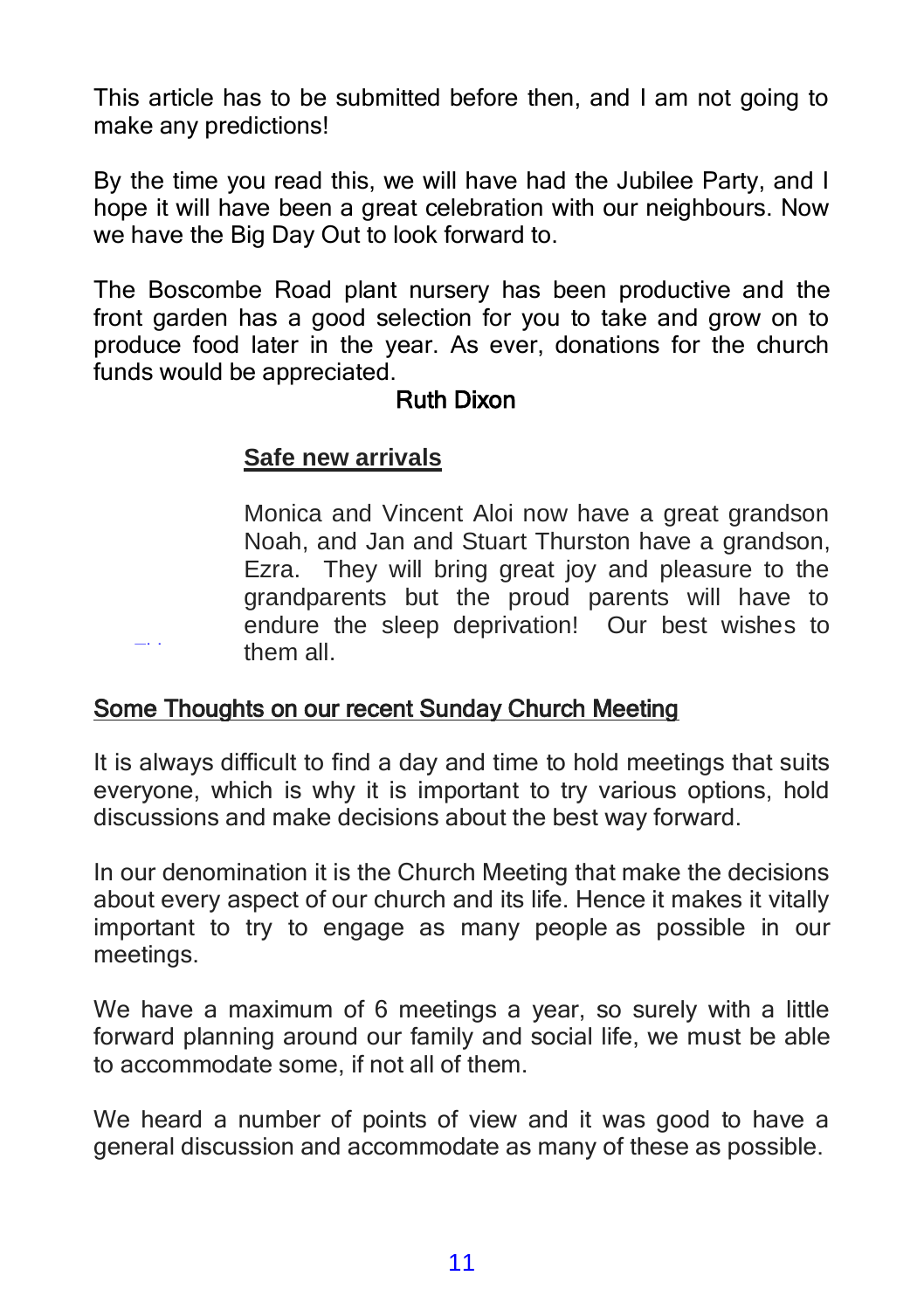This article has to be submitted before then, and I am not going to make any predictions!

By the time you read this, we will have had the Jubilee Party, and I hope it will have been a great celebration with our neighbours. Now we have the Big Day Out to look forward to.

The Boscombe Road plant nursery has been productive and the front garden has a good selection for you to take and grow on to produce food later in the year. As ever, donations for the church funds would be appreciated.

Ruth Dixon

**Safe new arrivals**

Monica and Vincent Aloi now have a great grandson Noah, and Jan and Stuart Thurston have a grandson, Ezra. They will bring great joy and pleasure to the grandparents but the proud parents will have to endure the sleep deprivation! Our best wishes to them all.

## Some Thoughts on our recent Sunday Church Meeting

It is always difficult to find a day and time to hold meetings that suits everyone, which is why it is important to try various options, hold discussions and make decisions about the best way forward.

In our denomination it is the Church Meeting that make the decisions about every aspect of our church and its life. Hence it makes it vitally important to try to engage as many people as possible in our meetings.

We have a maximum of 6 meetings a year, so surely with a little forward planning around our family and social life, we must be able to accommodate some, if not all of them.

We heard a number of points of view and it was good to have a general discussion and accommodate as many of these as possible.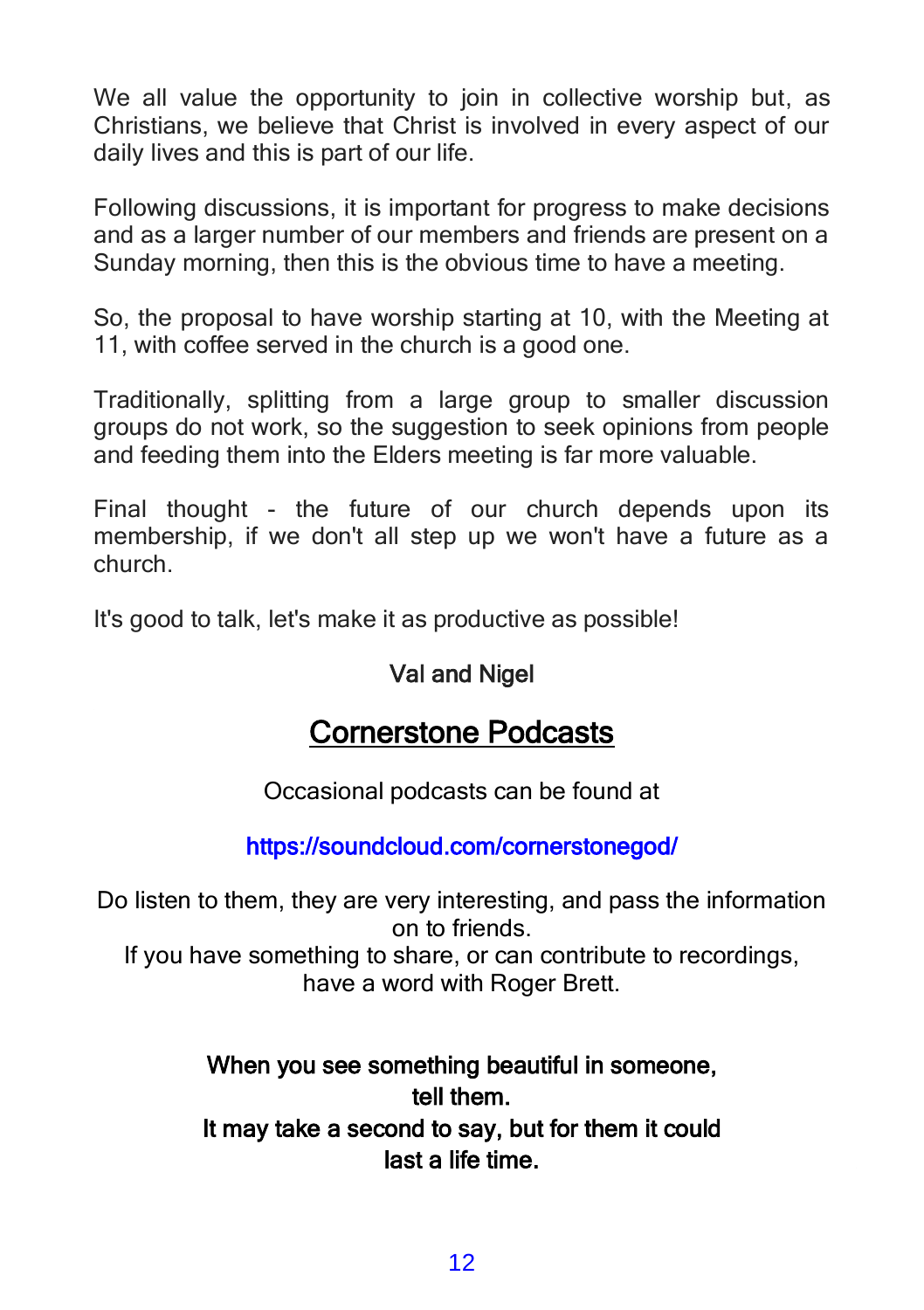We all value the opportunity to join in collective worship but, as Christians, we believe that Christ is involved in every aspect of our daily lives and this is part of our life.

Following discussions, it is important for progress to make decisions and as a larger number of our members and friends are present on a Sunday morning, then this is the obvious time to have a meeting.

So, the proposal to have worship starting at 10, with the Meeting at 11, with coffee served in the church is a good one.

Traditionally, splitting from a large group to smaller discussion groups do not work, so the suggestion to seek opinions from people and feeding them into the Elders meeting is far more valuable.

Final thought - the future of our church depends upon its membership, if we don't all step up we won't have a future as a church.

It's good to talk, let's make it as productive as possible!

Val and Nigel

## Cornerstone Podcasts

Occasional podcasts can be found at

https://soundcloud.com/cornerstonegod/

Do listen to them, they are very interesting, and pass the information on to friends.
If you have something to share, or can contribute to recordings, have a word with Roger Brett.

**When you see something beautiful in someone, tell them.**
**It may take a second to say, but for them it could last a life time.**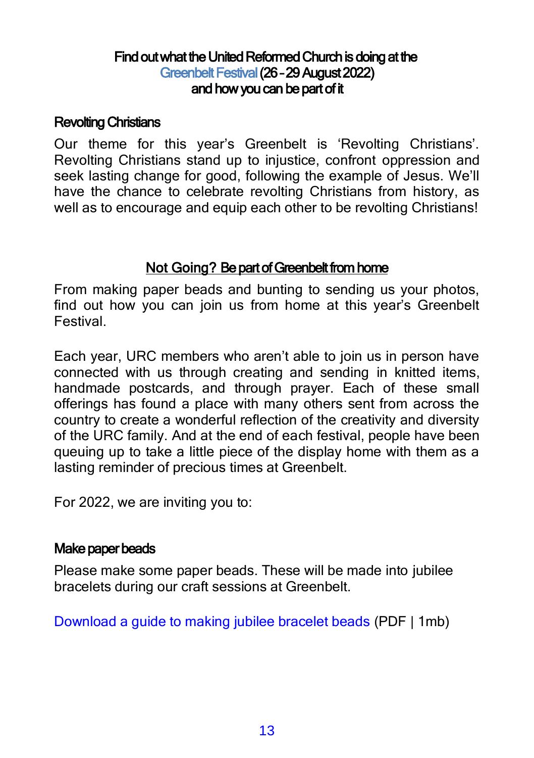## Find out what the United Reformed Church is doing at the Greenbelt Festival (26 – 29 August 2022) and how you can be part of it

### Revolting Christians

Our theme for this year's Greenbelt is 'Revolting Christians'. Revolting Christians stand up to injustice, confront oppression and seek lasting change for good, following the example of Jesus. We'll have the chance to celebrate revolting Christians from history, as well as to encourage and equip each other to be revolting Christians!

### Not Going? Be part of Greenbelt from home

From making paper beads and bunting to sending us your photos, find out how you can join us from home at this year's Greenbelt Festival.

Each year, URC members who aren't able to join us in person have connected with us through creating and sending in knitted items, handmade postcards, and through prayer. Each of these small offerings has found a place with many others sent from across the country to create a wonderful reflection of the creativity and diversity of the URC family. And at the end of each festival, people have been queuing up to take a little piece of the display home with them as a lasting reminder of precious times at Greenbelt.

For 2022, we are inviting you to:

### Make paper beads

Please make some paper beads. These will be made into jubilee bracelets during our craft sessions at Greenbelt.

Download a guide to making jubilee bracelet beads (PDF | 1mb)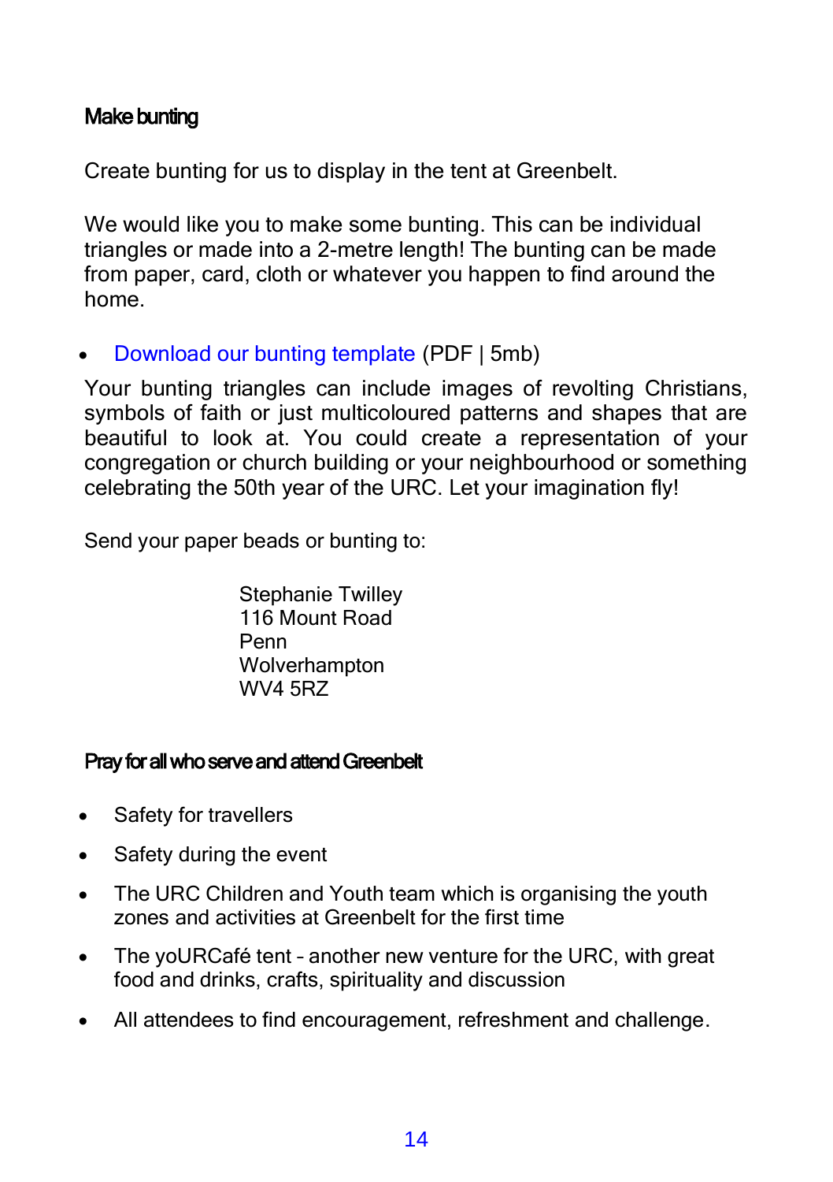### Make bunting

Create bunting for us to display in the tent at Greenbelt.

We would like you to make some bunting. This can be individual triangles or made into a 2-metre length! The bunting can be made from paper, card, cloth or whatever you happen to find around the home.

- Download our bunting template (PDF | 5mb)

Your bunting triangles can include images of revolting Christians, symbols of faith or just multicoloured patterns and shapes that are beautiful to look at. You could create a representation of your congregation or church building or your neighbourhood or something celebrating the 50th year of the URC. Let your imagination fly!

Send your paper beads or bunting to:

Stephanie Twilley  
116 Mount Road  
Penn  
Wolverhampton  
WV4 5RZ

### Pray for all who serve and attend Greenbelt

- Safety for travellers
- Safety during the event
- The URC Children and Youth team which is organising the youth zones and activities at Greenbelt for the first time
- The yoURCafé tent – another new venture for the URC, with great food and drinks, crafts, spirituality and discussion
- All attendees to find encouragement, refreshment and challenge.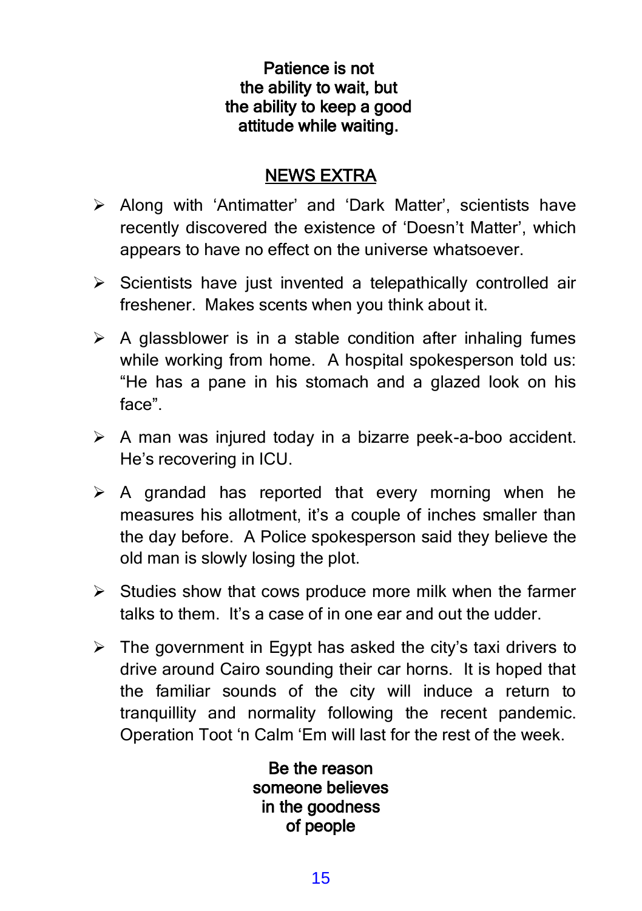**Patience is not the ability to wait, but the ability to keep a good attitude while waiting.**

## NEWS EXTRA

- Along with 'Antimatter' and 'Dark Matter', scientists have recently discovered the existence of 'Doesn't Matter', which appears to have no effect on the universe whatsoever.
- Scientists have just invented a telepathically controlled air freshener. Makes scents when you think about it.
- A glassblower is in a stable condition after inhaling fumes while working from home. A hospital spokesperson told us: "He has a pane in his stomach and a glazed look on his face".
- A man was injured today in a bizarre peek-a-boo accident. He's recovering in ICU.
- A grandad has reported that every morning when he measures his allotment, it's a couple of inches smaller than the day before. A Police spokesperson said they believe the old man is slowly losing the plot.
- Studies show that cows produce more milk when the farmer talks to them. It's a case of in one ear and out the udder.
- The government in Egypt has asked the city's taxi drivers to drive around Cairo sounding their car horns. It is hoped that the familiar sounds of the city will induce a return to tranquillity and normality following the recent pandemic. Operation Toot 'n Calm 'Em will last for the rest of the week.

**Be the reason someone believes in the goodness of people**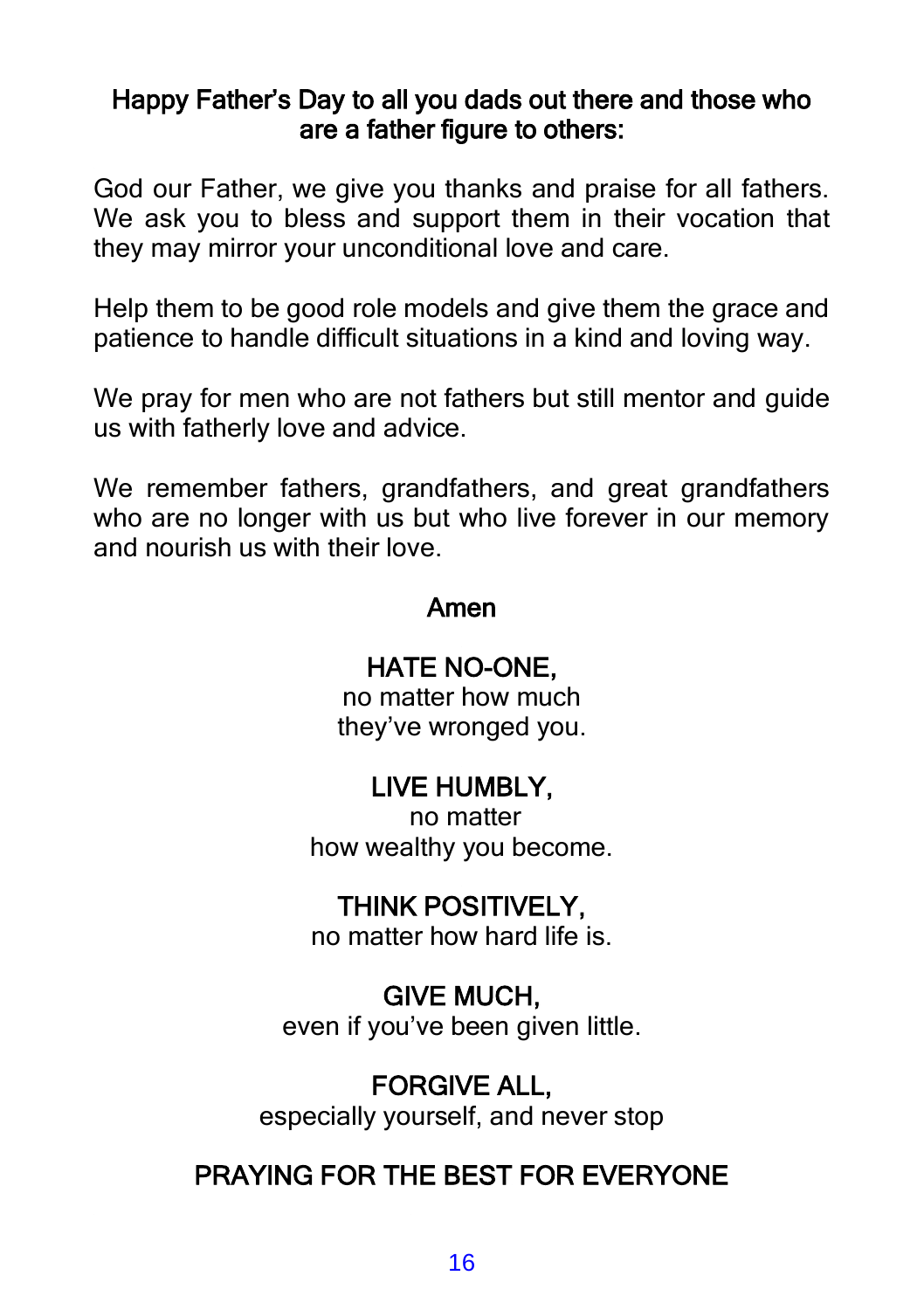**Happy Father's Day to all you dads out there and those who are a father figure to others:**

God our Father, we give you thanks and praise for all fathers. We ask you to bless and support them in their vocation that they may mirror your unconditional love and care.

Help them to be good role models and give them the grace and patience to handle difficult situations in a kind and loving way.

We pray for men who are not fathers but still mentor and guide us with fatherly love and advice.

We remember fathers, grandfathers, and great grandfathers who are no longer with us but who live forever in our memory and nourish us with their love.

**Amen**

**HATE NO-ONE,**
no matter how much
they've wronged you.

**LIVE HUMBLY,**
no matter
how wealthy you become.

**THINK POSITIVELY,**
no matter how hard life is.

**GIVE MUCH,**
even if you've been given little.

**FORGIVE ALL,**
especially yourself, and never stop

**PRAYING FOR THE BEST FOR EVERYONE**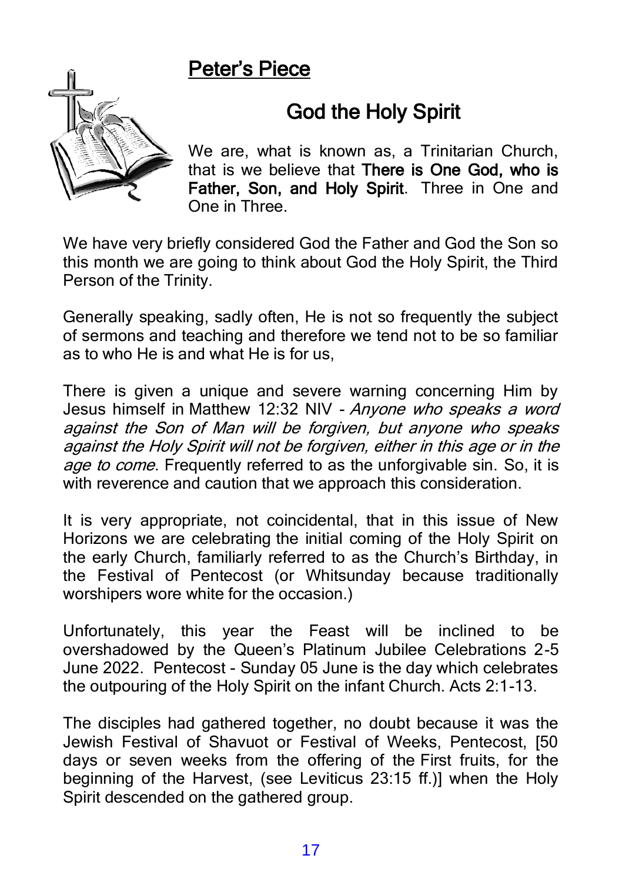## Peter's Piece

### God the Holy Spirit

We are, what is known as, a Trinitarian Church, that is we believe that **There is One God, who is Father, Son, and Holy Spirit**. Three in One and One in Three.

We have very briefly considered God the Father and God the Son so this month we are going to think about God the Holy Spirit, the Third Person of the Trinity.

Generally speaking, sadly often, He is not so frequently the subject of sermons and teaching and therefore we tend not to be so familiar as to who He is and what He is for us,

There is given a unique and severe warning concerning Him by Jesus himself in Matthew 12:32 NIV - *Anyone who speaks a word against the Son of Man will be forgiven, but anyone who speaks against the Holy Spirit will not be forgiven, either in this age or in the age to come.* Frequently referred to as the unforgivable sin. So, it is with reverence and caution that we approach this consideration.

It is very appropriate, not coincidental, that in this issue of New Horizons we are celebrating the initial coming of the Holy Spirit on the early Church, familiarly referred to as the Church's Birthday, in the Festival of Pentecost (or Whitsunday because traditionally worshipers wore white for the occasion.)

Unfortunately, this year the Feast will be inclined to be overshadowed by the Queen's Platinum Jubilee Celebrations 2-5 June 2022. Pentecost - Sunday 05 June is the day which celebrates the outpouring of the Holy Spirit on the infant Church. Acts 2:1-13.

The disciples had gathered together, no doubt because it was the Jewish Festival of Shavuot or Festival of Weeks, Pentecost, [50 days or seven weeks from the offering of the First fruits, for the beginning of the Harvest, (see Leviticus 23:15 ff.)] when the Holy Spirit descended on the gathered group.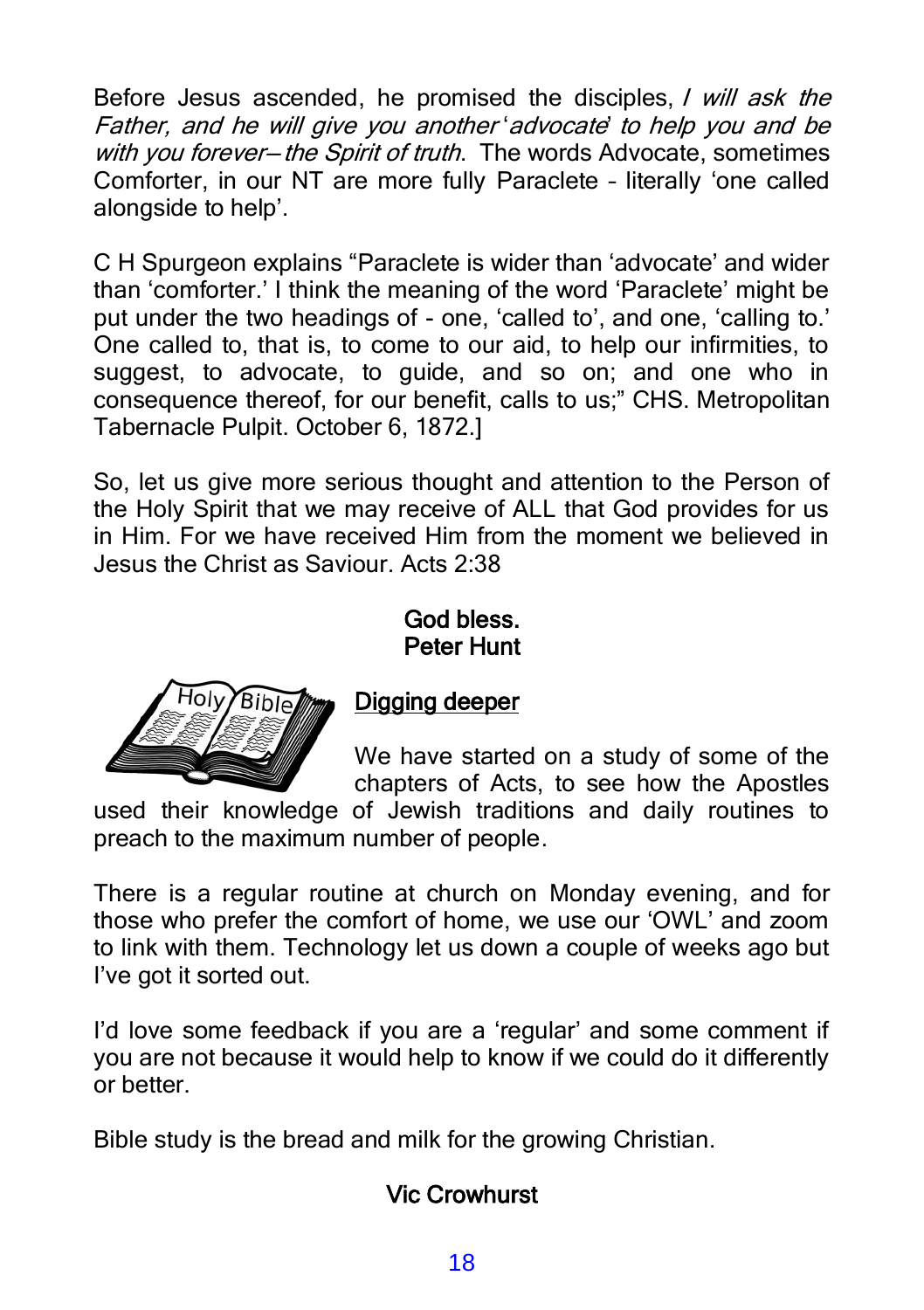Before Jesus ascended, he promised the disciples, *I will ask the Father, and he will give you another* '*advocate*' *to help you and be with you forever— the Spirit of truth*. The words Advocate, sometimes Comforter, in our NT are more fully Paraclete – literally 'one called alongside to help'.

C H Spurgeon explains "Paraclete is wider than 'advocate' and wider than 'comforter.' I think the meaning of the word 'Paraclete' might be put under the two headings of - one, 'called to', and one, 'calling to.' One called to, that is, to come to our aid, to help our infirmities, to suggest, to advocate, to guide, and so on; and one who in consequence thereof, for our benefit, calls to us;" CHS. Metropolitan Tabernacle Pulpit. October 6, 1872.]

So, let us give more serious thought and attention to the Person of the Holy Spirit that we may receive of ALL that God provides for us in Him. For we have received Him from the moment we believed in Jesus the Christ as Saviour. Acts 2:38

**God bless.**
**Peter Hunt**

## Digging deeper

We have started on a study of some of the chapters of Acts, to see how the Apostles used their knowledge of Jewish traditions and daily routines to preach to the maximum number of people.

There is a regular routine at church on Monday evening, and for those who prefer the comfort of home, we use our 'OWL' and zoom to link with them. Technology let us down a couple of weeks ago but I've got it sorted out.

I'd love some feedback if you are a 'regular' and some comment if you are not because it would help to know if we could do it differently or better.

Bible study is the bread and milk for the growing Christian.

**Vic Crowhurst**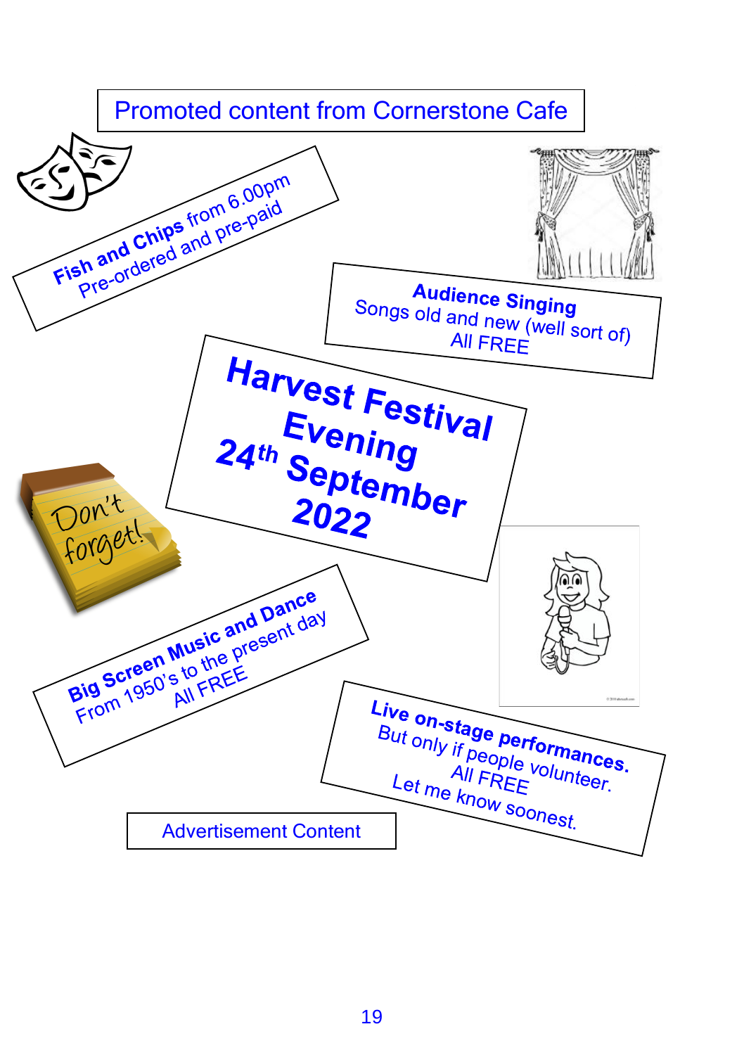Promoted content from Cornerstone Cafe

**Fish and Chips** from 6.00pm
Pre-ordered and pre-paid

**Audience Singing**
Songs old and new (well sort of)
All FREE

# Harvest Festival Evening 24th September 2022

Don't forget!

**Big Screen Music and Dance**
From 1950's to the present day
All FREE

**Live on-stage performances.**
But only if people volunteer.
All FREE
Let me know soonest.

Advertisement Content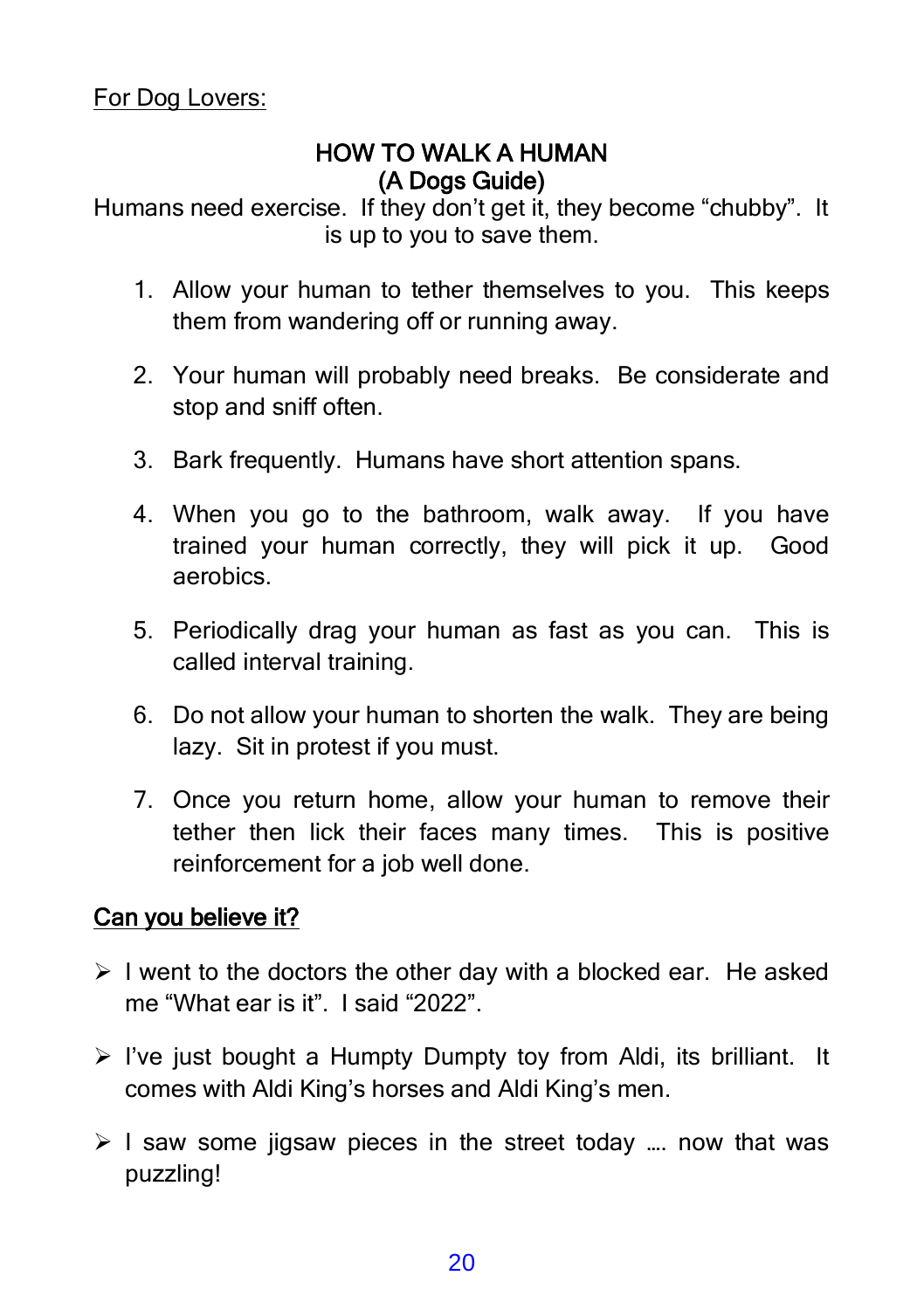For Dog Lovers:

## HOW TO WALK A HUMAN
## (A Dogs Guide)

Humans need exercise. If they don't get it, they become "chubby". It is up to you to save them.

1. Allow your human to tether themselves to you. This keeps them from wandering off or running away.
2. Your human will probably need breaks. Be considerate and stop and sniff often.
3. Bark frequently. Humans have short attention spans.
4. When you go to the bathroom, walk away. If you have trained your human correctly, they will pick it up. Good aerobics.
5. Periodically drag your human as fast as you can. This is called interval training.
6. Do not allow your human to shorten the walk. They are being lazy. Sit in protest if you must.
7. Once you return home, allow your human to remove their tether then lick their faces many times. This is positive reinforcement for a job well done.

**Can you believe it?**

- I went to the doctors the other day with a blocked ear. He asked me "What ear is it". I said "2022".
- I've just bought a Humpty Dumpty toy from Aldi, its brilliant. It comes with Aldi King's horses and Aldi King's men.
- I saw some jigsaw pieces in the street today …. now that was puzzling!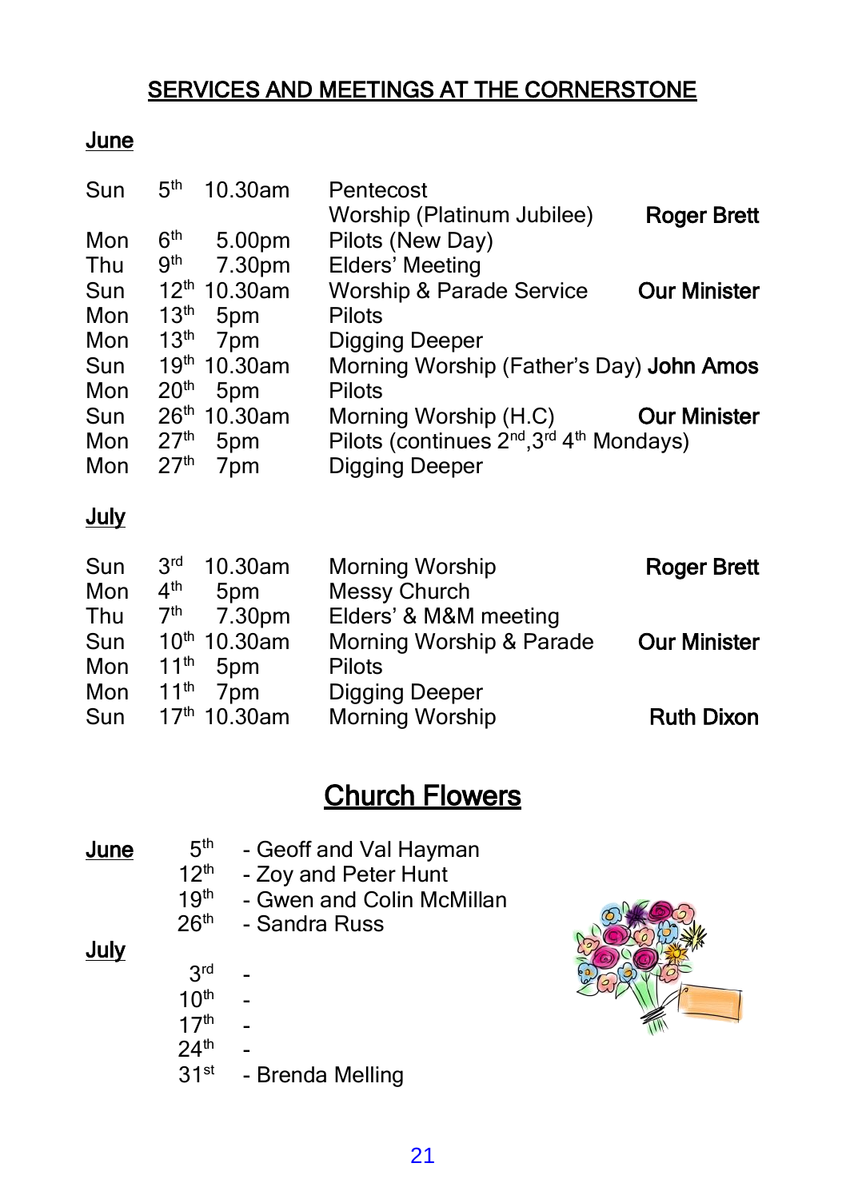# SERVICES AND MEETINGS AT THE CORNERSTONE

## June

| Day | Date | Time | Event | Leader |
|---|---|---|---|---|
| Sun | 5th | 10.30am | Pentecost<br>Worship (Platinum Jubilee) | **Roger Brett** |
| Mon | 6th | 5.00pm | Pilots (New Day) | |
| Thu | 9th | 7.30pm | Elders' Meeting | |
| Sun | 12th | 10.30am | Worship & Parade Service | **Our Minister** |
| Mon | 13th | 5pm | Pilots | |
| Mon | 13th | 7pm | Digging Deeper | |
| Sun | 19th | 10.30am | Morning Worship (Father's Day) | **John Amos** |
| Mon | 20th | 5pm | Pilots | |
| Sun | 26th | 10.30am | Morning Worship (H.C) | **Our Minister** |
| Mon | 27th | 5pm | Pilots (continues 2nd,3rd 4th Mondays) | |
| Mon | 27th | 7pm | Digging Deeper | |

## July

| Day | Date | Time | Event | Leader |
|---|---|---|---|---|
| Sun | 3rd | 10.30am | Morning Worship | **Roger Brett** |
| Mon | 4th | 5pm | Messy Church | |
| Thu | 7th | 7.30pm | Elders' & M&M meeting | |
| Sun | 10th | 10.30am | Morning Worship & Parade | **Our Minister** |
| Mon | 11th | 5pm | Pilots | |
| Mon | 11th | 7pm | Digging Deeper | |
| Sun | 17th | 10.30am | Morning Worship | **Ruth Dixon** |

# Church Flowers

**June**

- 5th - Geoff and Val Hayman
- 12th - Zoy and Peter Hunt
- 19th - Gwen and Colin McMillan
- 26th - Sandra Russ

**July**

- 3rd -
- 10th -
- 17th -
- 24th -
- 31st - Brenda Melling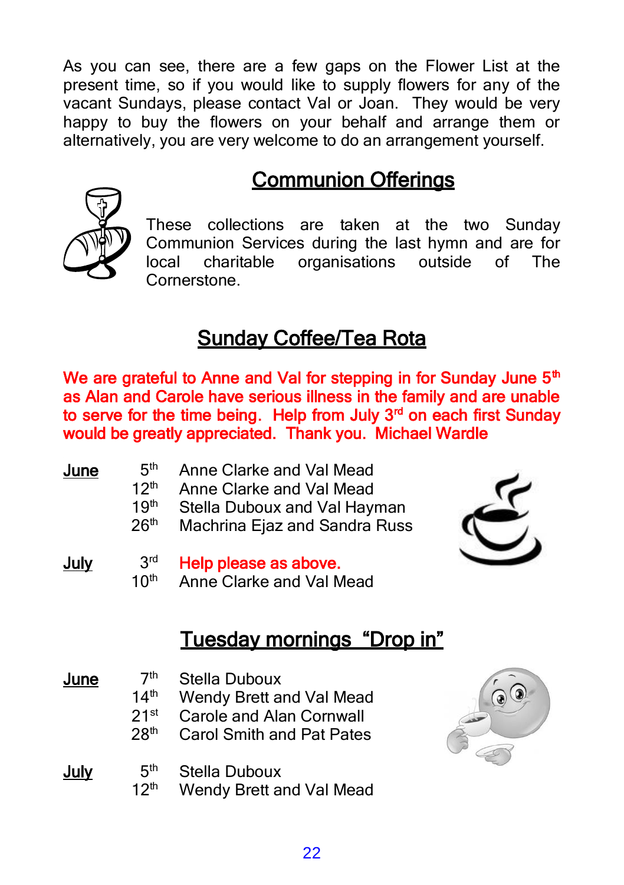As you can see, there are a few gaps on the Flower List at the present time, so if you would like to supply flowers for any of the vacant Sundays, please contact Val or Joan. They would be very happy to buy the flowers on your behalf and arrange them or alternatively, you are very welcome to do an arrangement yourself.

## Communion Offerings

These collections are taken at the two Sunday Communion Services during the last hymn and are for local charitable organisations outside of The Cornerstone.

## Sunday Coffee/Tea Rota

**We are grateful to Anne and Val for stepping in for Sunday June 5th as Alan and Carole have serious illness in the family and are unable to serve for the time being. Help from July 3rd on each first Sunday would be greatly appreciated. Thank you. Michael Wardle**

| | | |
|---|---|---|
| **June** | 5th | Anne Clarke and Val Mead |
| | 12th | Anne Clarke and Val Mead |
| | 19th | Stella Duboux and Val Hayman |
| | 26th | Machrina Ejaz and Sandra Russ |
| **July** | 3rd | **Help please as above.** |
| | 10th | Anne Clarke and Val Mead |

## Tuesday mornings "Drop in"

| | | |
|---|---|---|
| **June** | 7th | Stella Duboux |
| | 14th | Wendy Brett and Val Mead |
| | 21st | Carole and Alan Cornwall |
| | 28th | Carol Smith and Pat Pates |
| **July** | 5th | Stella Duboux |
| | 12th | Wendy Brett and Val Mead |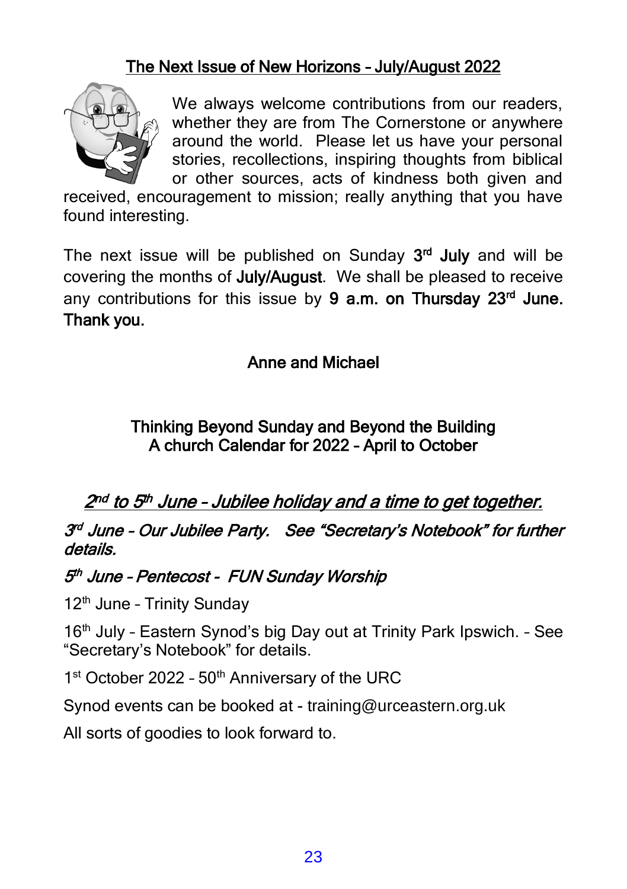## The Next Issue of New Horizons – July/August 2022

We always welcome contributions from our readers, whether they are from The Cornerstone or anywhere around the world. Please let us have your personal stories, recollections, inspiring thoughts from biblical or other sources, acts of kindness both given and received, encouragement to mission; really anything that you have found interesting.

The next issue will be published on Sunday **3rd July** and will be covering the months of **July/August**. We shall be pleased to receive any contributions for this issue by **9 a.m. on Thursday 23rd June. Thank you.**

**Anne and Michael**

## Thinking Beyond Sunday and Beyond the Building
## A church Calendar for 2022 – April to October

***2nd to 5th June – Jubilee holiday and a time to get together.***

***3rd June – Our Jubilee Party. See "Secretary's Notebook" for further details.***

***5th June – Pentecost - FUN Sunday Worship***

12th June – Trinity Sunday

16th July – Eastern Synod's big Day out at Trinity Park Ipswich. – See "Secretary's Notebook" for details.

1st October 2022 – 50th Anniversary of the URC

Synod events can be booked at - training@urceastern.org.uk

All sorts of goodies to look forward to.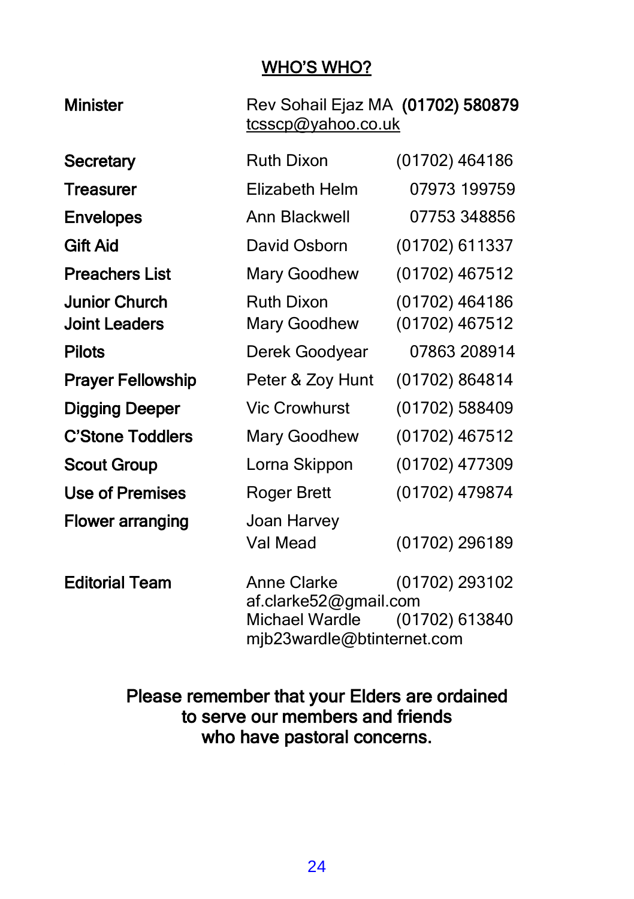## WHO'S WHO?

| | | |
|---|---|---|
| **Minister** | Rev Sohail Ejaz MA tcsscp@yahoo.co.uk | **(01702) 580879** |
| **Secretary** | Ruth Dixon | (01702) 464186 |
| **Treasurer** | Elizabeth Helm | 07973 199759 |
| **Envelopes** | Ann Blackwell | 07753 348856 |
| **Gift Aid** | David Osborn | (01702) 611337 |
| **Preachers List** | Mary Goodhew | (01702) 467512 |
| **Junior Church Joint Leaders** | Ruth Dixon | (01702) 464186 |
| | Mary Goodhew | (01702) 467512 |
| **Pilots** | Derek Goodyear | 07863 208914 |
| **Prayer Fellowship** | Peter & Zoy Hunt | (01702) 864814 |
| **Digging Deeper** | Vic Crowhurst | (01702) 588409 |
| **C'Stone Toddlers** | Mary Goodhew | (01702) 467512 |
| **Scout Group** | Lorna Skippon | (01702) 477309 |
| **Use of Premises** | Roger Brett | (01702) 479874 |
| **Flower arranging** | Joan Harvey | |
| | Val Mead | (01702) 296189 |
| **Editorial Team** | Anne Clarke af.clarke52@gmail.com | (01702) 293102 |
| | Michael Wardle mjb23wardle@btinternet.com | (01702) 613840 |

**Please remember that your Elders are ordained to serve our members and friends who have pastoral concerns.**